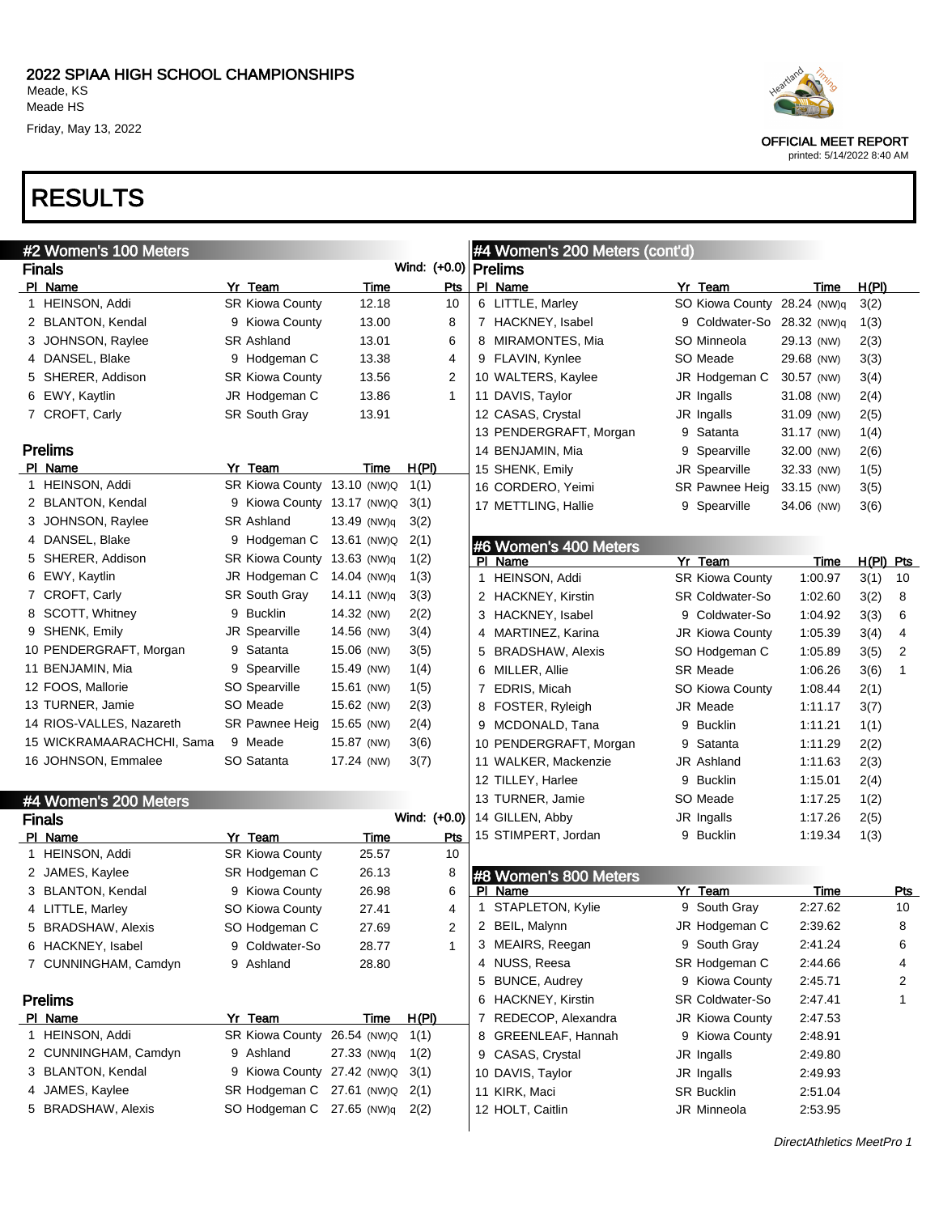# 2022 SPIAA HIGH SCHOOL CHAMPIONSHIPS

Meade, KS
Meade HS
Friday, May 13, 2022

OFFICIAL MEET REPORT
printed: 5/14/2022 8:40 AM

# RESULTS

## #2 Women's 100 Meters

### Finals

Wind: (+0.0)

| Pl | Name | Yr | Team | Time | Pts |
|---|---|---|---|---|---|
| 1 | HEINSON, Addi | SR | Kiowa County | 12.18 | 10 |
| 2 | BLANTON, Kendal | 9 | Kiowa County | 13.00 | 8 |
| 3 | JOHNSON, Raylee | SR | Ashland | 13.01 | 6 |
| 4 | DANSEL, Blake | 9 | Hodgeman C | 13.38 | 4 |
| 5 | SHERER, Addison | SR | Kiowa County | 13.56 | 2 |
| 6 | EWY, Kaytlin | JR | Hodgeman C | 13.86 | 1 |
| 7 | CROFT, Carly | SR | South Gray | 13.91 | |

### Prelims

| Pl | Name | Yr | Team | Time | H(Pl) |
|---|---|---|---|---|---|
| 1 | HEINSON, Addi | SR | Kiowa County | 13.10 (NW)Q | 1(1) |
| 2 | BLANTON, Kendal | 9 | Kiowa County | 13.17 (NW)Q | 3(1) |
| 3 | JOHNSON, Raylee | SR | Ashland | 13.49 (NW)q | 3(2) |
| 4 | DANSEL, Blake | 9 | Hodgeman C | 13.61 (NW)Q | 2(1) |
| 5 | SHERER, Addison | SR | Kiowa County | 13.63 (NW)q | 1(2) |
| 6 | EWY, Kaytlin | JR | Hodgeman C | 14.04 (NW)q | 1(3) |
| 7 | CROFT, Carly | SR | South Gray | 14.11 (NW)q | 3(3) |
| 8 | SCOTT, Whitney | 9 | Bucklin | 14.32 (NW) | 2(2) |
| 9 | SHENK, Emily | JR | Spearville | 14.56 (NW) | 3(4) |
| 10 | PENDERGRAFT, Morgan | 9 | Satanta | 15.06 (NW) | 3(5) |
| 11 | BENJAMIN, Mia | 9 | Spearville | 15.49 (NW) | 1(4) |
| 12 | FOOS, Mallorie | SO | Spearville | 15.61 (NW) | 1(5) |
| 13 | TURNER, Jamie | SO | Meade | 15.62 (NW) | 2(3) |
| 14 | RIOS-VALLES, Nazareth | SR | Pawnee Heig | 15.65 (NW) | 2(4) |
| 15 | WICKRAMAARACHCHI, Sama | 9 | Meade | 15.87 (NW) | 3(6) |
| 16 | JOHNSON, Emmalee | SO | Satanta | 17.24 (NW) | 3(7) |

## #4 Women's 200 Meters

### Finals

Wind: (+0.0)

| Pl | Name | Yr | Team | Time | Pts |
|---|---|---|---|---|---|
| 1 | HEINSON, Addi | SR | Kiowa County | 25.57 | 10 |
| 2 | JAMES, Kaylee | SR | Hodgeman C | 26.13 | 8 |
| 3 | BLANTON, Kendal | 9 | Kiowa County | 26.98 | 6 |
| 4 | LITTLE, Marley | SO | Kiowa County | 27.41 | 4 |
| 5 | BRADSHAW, Alexis | SO | Hodgeman C | 27.69 | 2 |
| 6 | HACKNEY, Isabel | 9 | Coldwater-So | 28.77 | 1 |
| 7 | CUNNINGHAM, Camdyn | 9 | Ashland | 28.80 | |

### Prelims

| Pl | Name | Yr | Team | Time | H(Pl) |
|---|---|---|---|---|---|
| 1 | HEINSON, Addi | SR | Kiowa County | 26.54 (NW)Q | 1(1) |
| 2 | CUNNINGHAM, Camdyn | 9 | Ashland | 27.33 (NW)q | 1(2) |
| 3 | BLANTON, Kendal | 9 | Kiowa County | 27.42 (NW)Q | 3(1) |
| 4 | JAMES, Kaylee | SR | Hodgeman C | 27.61 (NW)Q | 2(1) |
| 5 | BRADSHAW, Alexis | SO | Hodgeman C | 27.65 (NW)q | 2(2) |
| 6 | LITTLE, Marley | SO | Kiowa County | 28.24 (NW)q | 3(2) |
| 7 | HACKNEY, Isabel | 9 | Coldwater-So | 28.32 (NW)q | 1(3) |
| 8 | MIRAMONTES, Mia | SO | Minneola | 29.13 (NW) | 2(3) |
| 9 | FLAVIN, Kynlee | SO | Meade | 29.68 (NW) | 3(3) |
| 10 | WALTERS, Kaylee | JR | Hodgeman C | 30.57 (NW) | 3(4) |
| 11 | DAVIS, Taylor | JR | Ingalls | 31.08 (NW) | 2(4) |
| 12 | CASAS, Crystal | JR | Ingalls | 31.09 (NW) | 2(5) |
| 13 | PENDERGRAFT, Morgan | 9 | Satanta | 31.17 (NW) | 1(4) |
| 14 | BENJAMIN, Mia | 9 | Spearville | 32.00 (NW) | 2(6) |
| 15 | SHENK, Emily | JR | Spearville | 32.33 (NW) | 1(5) |
| 16 | CORDERO, Yeimi | SR | Pawnee Heig | 33.15 (NW) | 3(5) |
| 17 | METTLING, Hallie | 9 | Spearville | 34.06 (NW) | 3(6) |

## #6 Women's 400 Meters

| Pl | Name | Yr | Team | Time | H(Pl) | Pts |
|---|---|---|---|---|---|---|
| 1 | HEINSON, Addi | SR | Kiowa County | 1:00.97 | 3(1) | 10 |
| 2 | HACKNEY, Kirstin | SR | Coldwater-So | 1:02.60 | 3(2) | 8 |
| 3 | HACKNEY, Isabel | 9 | Coldwater-So | 1:04.92 | 3(3) | 6 |
| 4 | MARTINEZ, Karina | JR | Kiowa County | 1:05.39 | 3(4) | 4 |
| 5 | BRADSHAW, Alexis | SO | Hodgeman C | 1:05.89 | 3(5) | 2 |
| 6 | MILLER, Allie | SR | Meade | 1:06.26 | 3(6) | 1 |
| 7 | EDRIS, Micah | SO | Kiowa County | 1:08.44 | 2(1) | |
| 8 | FOSTER, Ryleigh | JR | Meade | 1:11.17 | 3(7) | |
| 9 | MCDONALD, Tana | 9 | Bucklin | 1:11.21 | 1(1) | |
| 10 | PENDERGRAFT, Morgan | 9 | Satanta | 1:11.29 | 2(2) | |
| 11 | WALKER, Mackenzie | JR | Ashland | 1:11.63 | 2(3) | |
| 12 | TILLEY, Harlee | 9 | Bucklin | 1:15.01 | 2(4) | |
| 13 | TURNER, Jamie | SO | Meade | 1:17.25 | 1(2) | |
| 14 | GILLEN, Abby | JR | Ingalls | 1:17.26 | 2(5) | |
| 15 | STIMPERT, Jordan | 9 | Bucklin | 1:19.34 | 1(3) | |

## #8 Women's 800 Meters

| Pl | Name | Yr | Team | Time | Pts |
|---|---|---|---|---|---|
| 1 | STAPLETON, Kylie | 9 | South Gray | 2:27.62 | 10 |
| 2 | BEIL, Malynn | JR | Hodgeman C | 2:39.62 | 8 |
| 3 | MEAIRS, Reegan | 9 | South Gray | 2:41.24 | 6 |
| 4 | NUSS, Reesa | SR | Hodgeman C | 2:44.66 | 4 |
| 5 | BUNCE, Audrey | 9 | Kiowa County | 2:45.71 | 2 |
| 6 | HACKNEY, Kirstin | SR | Coldwater-So | 2:47.41 | 1 |
| 7 | REDECOP, Alexandra | JR | Kiowa County | 2:47.53 | |
| 8 | GREENLEAF, Hannah | 9 | Kiowa County | 2:48.91 | |
| 9 | CASAS, Crystal | JR | Ingalls | 2:49.80 | |
| 10 | DAVIS, Taylor | JR | Ingalls | 2:49.93 | |
| 11 | KIRK, Maci | SR | Bucklin | 2:51.04 | |
| 12 | HOLT, Caitlin | JR | Minneola | 2:53.95 | |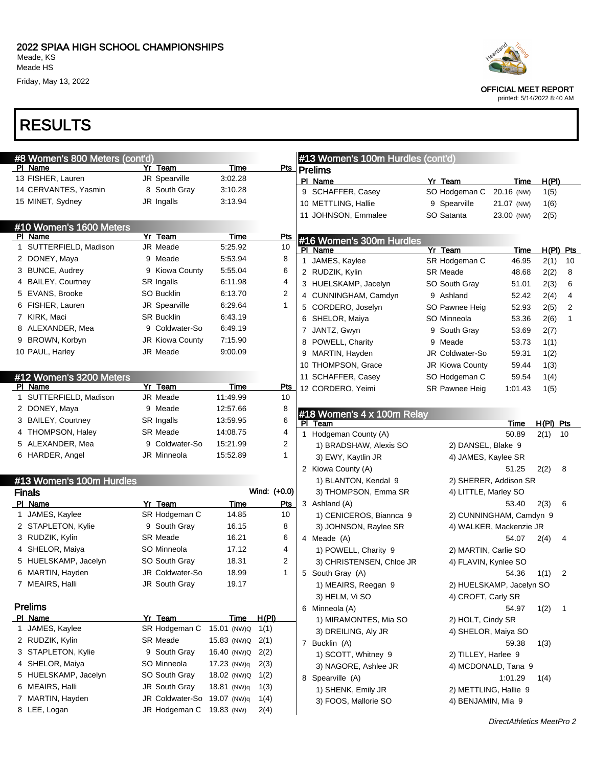# 2022 SPIAA HIGH SCHOOL CHAMPIONSHIPS

Meade, KS
Meade HS
Friday, May 13, 2022

OFFICIAL MEET REPORT
printed: 5/14/2022 8:40 AM

# RESULTS

## #8 Women's 800 Meters (cont'd)

| Pl | Name | Yr | Team | Time | Pts |
|---|---|---|---|---|---|
| 13 | FISHER, Lauren | JR | Spearville | 3:02.28 | |
| 14 | CERVANTES, Yasmin | 8 | South Gray | 3:10.28 | |
| 15 | MINET, Sydney | JR | Ingalls | 3:13.94 | |

## #10 Women's 1600 Meters

| Pl | Name | Yr | Team | Time | Pts |
|---|---|---|---|---|---|
| 1 | SUTTERFIELD, Madison | JR | Meade | 5:25.92 | 10 |
| 2 | DONEY, Maya | 9 | Meade | 5:53.94 | 8 |
| 3 | BUNCE, Audrey | 9 | Kiowa County | 5:55.04 | 6 |
| 4 | BAILEY, Courtney | SR | Ingalls | 6:11.98 | 4 |
| 5 | EVANS, Brooke | SO | Bucklin | 6:13.70 | 2 |
| 6 | FISHER, Lauren | JR | Spearville | 6:29.64 | 1 |
| 7 | KIRK, Maci | SR | Bucklin | 6:43.19 | |
| 8 | ALEXANDER, Mea | 9 | Coldwater-So | 6:49.19 | |
| 9 | BROWN, Korbyn | JR | Kiowa County | 7:15.90 | |
| 10 | PAUL, Harley | JR | Meade | 9:00.09 | |

## #12 Women's 3200 Meters

| Pl | Name | Yr | Team | Time | Pts |
|---|---|---|---|---|---|
| 1 | SUTTERFIELD, Madison | JR | Meade | 11:49.99 | 10 |
| 2 | DONEY, Maya | 9 | Meade | 12:57.66 | 8 |
| 3 | BAILEY, Courtney | SR | Ingalls | 13:59.95 | 6 |
| 4 | THOMPSON, Haley | SR | Meade | 14:08.75 | 4 |
| 5 | ALEXANDER, Mea | 9 | Coldwater-So | 15:21.99 | 2 |
| 6 | HARDER, Angel | JR | Minneola | 15:52.89 | 1 |

## #13 Women's 100m Hurdles

### Finals

Wind: (+0.0)

| Pl | Name | Yr | Team | Time | Pts |
|---|---|---|---|---|---|
| 1 | JAMES, Kaylee | SR | Hodgeman C | 14.85 | 10 |
| 2 | STAPLETON, Kylie | 9 | South Gray | 16.15 | 8 |
| 3 | RUDZIK, Kylin | SR | Meade | 16.21 | 6 |
| 4 | SHELOR, Maiya | SO | Minneola | 17.12 | 4 |
| 5 | HUELSKAMP, Jacelyn | SO | South Gray | 18.31 | 2 |
| 6 | MARTIN, Hayden | JR | Coldwater-So | 18.99 | 1 |
| 7 | MEAIRS, Halli | JR | South Gray | 19.17 | |

### Prelims

| Pl | Name | Yr | Team | Time | H(Pl) |
|---|---|---|---|---|---|
| 1 | JAMES, Kaylee | SR | Hodgeman C | 15.01 (NW)Q | 1(1) |
| 2 | RUDZIK, Kylin | SR | Meade | 15.83 (NW)Q | 2(1) |
| 3 | STAPLETON, Kylie | 9 | South Gray | 16.40 (NW)Q | 2(2) |
| 4 | SHELOR, Maiya | SO | Minneola | 17.23 (NW)q | 2(3) |
| 5 | HUELSKAMP, Jacelyn | SO | South Gray | 18.02 (NW)Q | 1(2) |
| 6 | MEAIRS, Halli | JR | South Gray | 18.81 (NW)q | 1(3) |
| 7 | MARTIN, Hayden | JR | Coldwater-So | 19.07 (NW)q | 1(4) |
| 8 | LEE, Logan | JR | Hodgeman C | 19.83 (NW) | 2(4) |
| 9 | SCHAFFER, Casey | SO | Hodgeman C | 20.16 (NW) | 1(5) |
| 10 | METTLING, Hallie | 9 | Spearville | 21.07 (NW) | 1(6) |
| 11 | JOHNSON, Emmalee | SO | Satanta | 23.00 (NW) | 2(5) |

## #16 Women's 300m Hurdles

| Pl | Name | Yr | Team | Time | H(Pl) | Pts |
|---|---|---|---|---|---|---|
| 1 | JAMES, Kaylee | SR | Hodgeman C | 46.95 | 2(1) | 10 |
| 2 | RUDZIK, Kylin | SR | Meade | 48.68 | 2(2) | 8 |
| 3 | HUELSKAMP, Jacelyn | SO | South Gray | 51.01 | 2(3) | 6 |
| 4 | CUNNINGHAM, Camdyn | 9 | Ashland | 52.42 | 2(4) | 4 |
| 5 | CORDERO, Joselyn | SO | Pawnee Heig | 52.93 | 2(5) | 2 |
| 6 | SHELOR, Maiya | SO | Minneola | 53.36 | 2(6) | 1 |
| 7 | JANTZ, Gwyn | 9 | South Gray | 53.69 | 2(7) | |
| 8 | POWELL, Charity | 9 | Meade | 53.73 | 1(1) | |
| 9 | MARTIN, Hayden | JR | Coldwater-So | 59.31 | 1(2) | |
| 10 | THOMPSON, Grace | JR | Kiowa County | 59.44 | 1(3) | |
| 11 | SCHAFFER, Casey | SO | Hodgeman C | 59.54 | 1(4) | |
| 12 | CORDERO, Yeimi | SR | Pawnee Heig | 1:01.43 | 1(5) | |

## #18 Women's 4 x 100m Relay

| Pl | Team | Time | H(Pl) | Pts |
|---|---|---|---|---|
| 1 | Hodgeman County (A) | 50.89 | 2(1) | 10 |
| | 1) BRADSHAW, Alexis SO; 2) DANSEL, Blake 9; 3) EWY, Kaytlin JR; 4) JAMES, Kaylee SR | | | |
| 2 | Kiowa County (A) | 51.25 | 2(2) | 8 |
| | 1) BLANTON, Kendal 9; 2) SHERER, Addison SR; 3) THOMPSON, Emma SR; 4) LITTLE, Marley SO | | | |
| 3 | Ashland (A) | 53.40 | 2(3) | 6 |
| | 1) CENICEROS, Biannca 9; 2) CUNNINGHAM, Camdyn 9; 3) JOHNSON, Raylee SR; 4) WALKER, Mackenzie JR | | | |
| 4 | Meade (A) | 54.07 | 2(4) | 4 |
| | 1) POWELL, Charity 9; 2) MARTIN, Carlie SO; 3) CHRISTENSEN, Chloe JR; 4) FLAVIN, Kynlee SO | | | |
| 5 | South Gray (A) | 54.36 | 1(1) | 2 |
| | 1) MEAIRS, Reegan 9; 2) HUELSKAMP, Jacelyn SO; 3) HELM, Vi SO; 4) CROFT, Carly SR | | | |
| 6 | Minneola (A) | 54.97 | 1(2) | 1 |
| | 1) MIRAMONTES, Mia SO; 2) HOLT, Cindy SR; 3) DREILING, Aly JR; 4) SHELOR, Maiya SO | | | |
| 7 | Bucklin (A) | 59.38 | 1(3) | |
| | 1) SCOTT, Whitney 9; 2) TILLEY, Harlee 9; 3) NAGORE, Ashlee JR; 4) MCDONALD, Tana 9 | | | |
| 8 | Spearville (A) | 1:01.29 | 1(4) | |
| | 1) SHENK, Emily JR; 2) METTLING, Hallie 9; 3) FOOS, Mallorie SO; 4) BENJAMIN, Mia 9 | | | |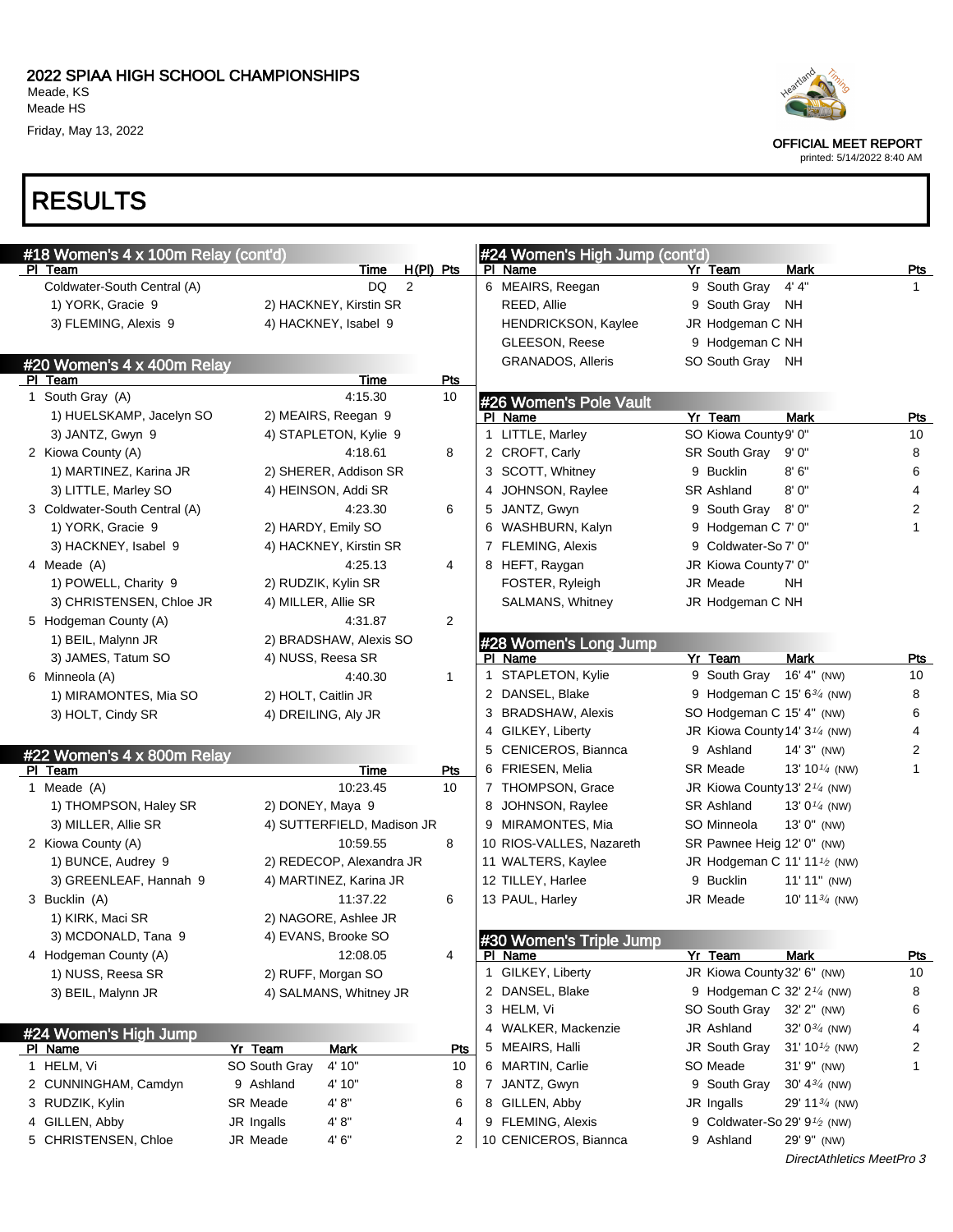# RESULTS

## #18 Women's 4 x 100m Relay (cont'd)

| Pl | Team | Time | H(Pl) | Pts |
|---|---|---|---|---|
| | Coldwater-South Central (A) | DQ | 2 | |
| | 1) YORK, Gracie 9 / 2) HACKNEY, Kirstin SR / 3) FLEMING, Alexis 9 / 4) HACKNEY, Isabel 9 | | | |

## #20 Women's 4 x 400m Relay

| Pl | Team | Time | Pts |
|---|---|---|---|
| 1 | South Gray (A) | 4:15.30 | 10 |
| | 1) HUELSKAMP, Jacelyn SO / 2) MEAIRS, Reegan 9 / 3) JANTZ, Gwyn 9 / 4) STAPLETON, Kylie 9 | | |
| 2 | Kiowa County (A) | 4:18.61 | 8 |
| | 1) MARTINEZ, Karina JR / 2) SHERER, Addison SR / 3) LITTLE, Marley SO / 4) HEINSON, Addi SR | | |
| 3 | Coldwater-South Central (A) | 4:23.30 | 6 |
| | 1) YORK, Gracie 9 / 2) HARDY, Emily SO / 3) HACKNEY, Isabel 9 / 4) HACKNEY, Kirstin SR | | |
| 4 | Meade (A) | 4:25.13 | 4 |
| | 1) POWELL, Charity 9 / 2) RUDZIK, Kylin SR / 3) CHRISTENSEN, Chloe JR / 4) MILLER, Allie SR | | |
| 5 | Hodgeman County (A) | 4:31.87 | 2 |
| | 1) BEIL, Malynn JR / 2) BRADSHAW, Alexis SO / 3) JAMES, Tatum SO / 4) NUSS, Reesa SR | | |
| 6 | Minneola (A) | 4:40.30 | 1 |
| | 1) MIRAMONTES, Mia SO / 2) HOLT, Caitlin JR / 3) HOLT, Cindy SR / 4) DREILING, Aly JR | | |

## #22 Women's 4 x 800m Relay

| Pl | Team | Time | Pts |
|---|---|---|---|
| 1 | Meade (A) | 10:23.45 | 10 |
| | 1) THOMPSON, Haley SR / 2) DONEY, Maya 9 / 3) MILLER, Allie SR / 4) SUTTERFIELD, Madison JR | | |
| 2 | Kiowa County (A) | 10:59.55 | 8 |
| | 1) BUNCE, Audrey 9 / 2) REDECOP, Alexandra JR / 3) GREENLEAF, Hannah 9 / 4) MARTINEZ, Karina JR | | |
| 3 | Bucklin (A) | 11:37.22 | 6 |
| | 1) KIRK, Maci SR / 2) NAGORE, Ashlee JR / 3) MCDONALD, Tana 9 / 4) EVANS, Brooke SO | | |
| 4 | Hodgeman County (A) | 12:08.05 | 4 |
| | 1) NUSS, Reesa SR / 2) RUFF, Morgan SO / 3) BEIL, Malynn JR / 4) SALMANS, Whitney JR | | |

## #24 Women's High Jump

| Pl | Name | Yr | Team | Mark | Pts |
|---|---|---|---|---|---|
| 1 | HELM, Vi | SO | South Gray | 4' 10" | 10 |
| 2 | CUNNINGHAM, Camdyn | 9 | Ashland | 4' 10" | 8 |
| 3 | RUDZIK, Kylin | SR | Meade | 4' 8" | 6 |
| 4 | GILLEN, Abby | JR | Ingalls | 4' 8" | 4 |
| 5 | CHRISTENSEN, Chloe | JR | Meade | 4' 6" | 2 |
| 6 | MEAIRS, Reegan | 9 | South Gray | 4' 4" | 1 |
| | REED, Allie | 9 | South Gray | NH | |
| | HENDRICKSON, Kaylee | JR | Hodgeman C | NH | |
| | GLEESON, Reese | 9 | Hodgeman C | NH | |
| | GRANADOS, Alleris | SO | South Gray | NH | |

## #26 Women's Pole Vault

| Pl | Name | Yr | Team | Mark | Pts |
|---|---|---|---|---|---|
| 1 | LITTLE, Marley | SO | Kiowa County | 9' 0" | 10 |
| 2 | CROFT, Carly | SR | South Gray | 9' 0" | 8 |
| 3 | SCOTT, Whitney | 9 | Bucklin | 8' 6" | 6 |
| 4 | JOHNSON, Raylee | SR | Ashland | 8' 0" | 4 |
| 5 | JANTZ, Gwyn | 9 | South Gray | 8' 0" | 2 |
| 6 | WASHBURN, Kalyn | 9 | Hodgeman C | 7' 0" | 1 |
| 7 | FLEMING, Alexis | 9 | Coldwater-So | 7' 0" | |
| 8 | HEFT, Raygan | JR | Kiowa County | 7' 0" | |
| | FOSTER, Ryleigh | JR | Meade | NH | |
| | SALMANS, Whitney | JR | Hodgeman C | NH | |

## #28 Women's Long Jump

| Pl | Name | Yr | Team | Mark | Pts |
|---|---|---|---|---|---|
| 1 | STAPLETON, Kylie | 9 | South Gray | 16' 4" (NW) | 10 |
| 2 | DANSEL, Blake | 9 | Hodgeman C | 15' 6¾ (NW) | 8 |
| 3 | BRADSHAW, Alexis | SO | Hodgeman C | 15' 4" (NW) | 6 |
| 4 | GILKEY, Liberty | JR | Kiowa County | 14' 3¼ (NW) | 4 |
| 5 | CENICEROS, Biannca | 9 | Ashland | 14' 3" (NW) | 2 |
| 6 | FRIESEN, Melia | SR | Meade | 13' 10¼ (NW) | 1 |
| 7 | THOMPSON, Grace | JR | Kiowa County | 13' 2¼ (NW) | |
| 8 | JOHNSON, Raylee | SR | Ashland | 13' 0¼ (NW) | |
| 9 | MIRAMONTES, Mia | SO | Minneola | 13' 0" (NW) | |
| 10 | RIOS-VALLES, Nazareth | SR | Pawnee Heig | 12' 0" (NW) | |
| 11 | WALTERS, Kaylee | JR | Hodgeman C | 11' 11½ (NW) | |
| 12 | TILLEY, Harlee | 9 | Bucklin | 11' 11" (NW) | |
| 13 | PAUL, Harley | JR | Meade | 10' 11¾ (NW) | |

## #30 Women's Triple Jump

| Pl | Name | Yr | Team | Mark | Pts |
|---|---|---|---|---|---|
| 1 | GILKEY, Liberty | JR | Kiowa County | 32' 6" (NW) | 10 |
| 2 | DANSEL, Blake | 9 | Hodgeman C | 32' 2¼ (NW) | 8 |
| 3 | HELM, Vi | SO | South Gray | 32' 2" (NW) | 6 |
| 4 | WALKER, Mackenzie | JR | Ashland | 32' 0¾ (NW) | 4 |
| 5 | MEAIRS, Halli | JR | South Gray | 31' 10½ (NW) | 2 |
| 6 | MARTIN, Carlie | SO | Meade | 31' 9" (NW) | 1 |
| 7 | JANTZ, Gwyn | 9 | South Gray | 30' 4¾ (NW) | |
| 8 | GILLEN, Abby | JR | Ingalls | 29' 11¾ (NW) | |
| 9 | FLEMING, Alexis | 9 | Coldwater-So | 29' 9½ (NW) | |
| 10 | CENICEROS, Biannca | 9 | Ashland | 29' 9" (NW) | |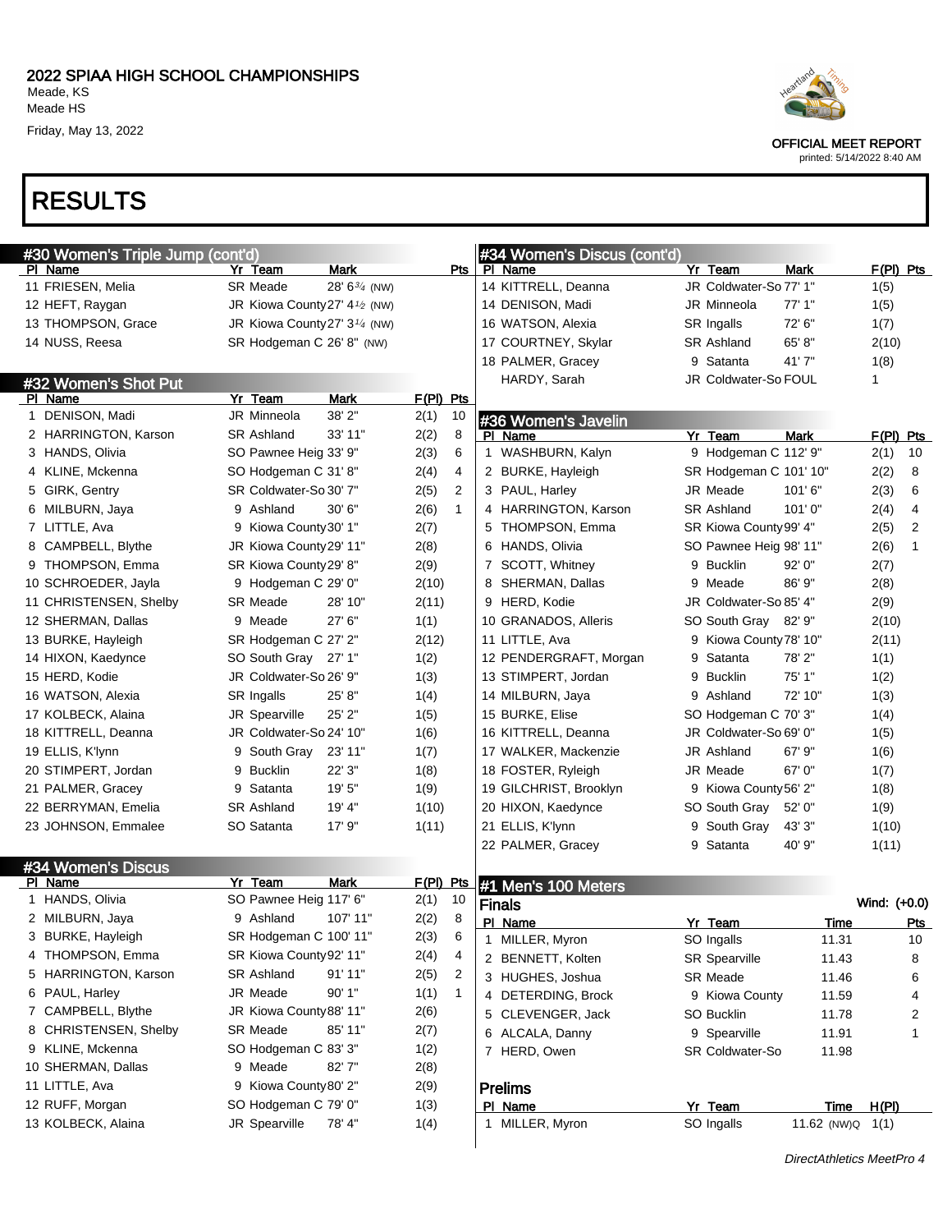## 2022 SPIAA HIGH SCHOOL CHAMPIONSHIPS

Meade, KS
Meade HS
Friday, May 13, 2022

OFFICIAL MEET REPORT
printed: 5/14/2022 8:40 AM

# RESULTS

### #30 Women's Triple Jump (cont'd)

| Pl | Name | Yr | Team | Mark | Pts |
|---|---|---|---|---|---|
| 11 | FRIESEN, Melia | SR | Meade | 28' 6¾ (NW) | |
| 12 | HEFT, Raygan | JR | Kiowa County | 27' 4½ (NW) | |
| 13 | THOMPSON, Grace | JR | Kiowa County | 27' 3¼ (NW) | |
| 14 | NUSS, Reesa | SR | Hodgeman C | 26' 8" (NW) | |

### #32 Women's Shot Put

| Pl | Name | Yr | Team | Mark | F(Pl) | Pts |
|---|---|---|---|---|---|---|
| 1 | DENISON, Madi | JR | Minneola | 38' 2" | 2(1) | 10 |
| 2 | HARRINGTON, Karson | SR | Ashland | 33' 11" | 2(2) | 8 |
| 3 | HANDS, Olivia | SO | Pawnee Heig | 33' 9" | 2(3) | 6 |
| 4 | KLINE, Mckenna | SO | Hodgeman C | 31' 8" | 2(4) | 4 |
| 5 | GIRK, Gentry | SR | Coldwater-So | 30' 7" | 2(5) | 2 |
| 6 | MILBURN, Jaya | 9 | Ashland | 30' 6" | 2(6) | 1 |
| 7 | LITTLE, Ava | 9 | Kiowa County | 30' 1" | 2(7) | |
| 8 | CAMPBELL, Blythe | JR | Kiowa County | 29' 11" | 2(8) | |
| 9 | THOMPSON, Emma | SR | Kiowa County | 29' 8" | 2(9) | |
| 10 | SCHROEDER, Jayla | 9 | Hodgeman C | 29' 0" | 2(10) | |
| 11 | CHRISTENSEN, Shelby | SR | Meade | 28' 10" | 2(11) | |
| 12 | SHERMAN, Dallas | 9 | Meade | 27' 6" | 1(1) | |
| 13 | BURKE, Hayleigh | SR | Hodgeman C | 27' 2" | 2(12) | |
| 14 | HIXON, Kaedynce | SO | South Gray | 27' 1" | 1(2) | |
| 15 | HERD, Kodie | JR | Coldwater-So | 26' 9" | 1(3) | |
| 16 | WATSON, Alexia | SR | Ingalls | 25' 8" | 1(4) | |
| 17 | KOLBECK, Alaina | JR | Spearville | 25' 2" | 1(5) | |
| 18 | KITTRELL, Deanna | JR | Coldwater-So | 24' 10" | 1(6) | |
| 19 | ELLIS, K'lynn | 9 | South Gray | 23' 11" | 1(7) | |
| 20 | STIMPERT, Jordan | 9 | Bucklin | 22' 3" | 1(8) | |
| 21 | PALMER, Gracey | 9 | Satanta | 19' 5" | 1(9) | |
| 22 | BERRYMAN, Emelia | SR | Ashland | 19' 4" | 1(10) | |
| 23 | JOHNSON, Emmalee | SO | Satanta | 17' 9" | 1(11) | |

### #34 Women's Discus

| Pl | Name | Yr | Team | Mark | F(Pl) | Pts |
|---|---|---|---|---|---|---|
| 1 | HANDS, Olivia | SO | Pawnee Heig | 117' 6" | 2(1) | 10 |
| 2 | MILBURN, Jaya | 9 | Ashland | 107' 11" | 2(2) | 8 |
| 3 | BURKE, Hayleigh | SR | Hodgeman C | 100' 11" | 2(3) | 6 |
| 4 | THOMPSON, Emma | SR | Kiowa County | 92' 11" | 2(4) | 4 |
| 5 | HARRINGTON, Karson | SR | Ashland | 91' 11" | 2(5) | 2 |
| 6 | PAUL, Harley | JR | Meade | 90' 1" | 1(1) | 1 |
| 7 | CAMPBELL, Blythe | JR | Kiowa County | 88' 11" | 2(6) | |
| 8 | CHRISTENSEN, Shelby | SR | Meade | 85' 11" | 2(7) | |
| 9 | KLINE, Mckenna | SO | Hodgeman C | 83' 3" | 1(2) | |
| 10 | SHERMAN, Dallas | 9 | Meade | 82' 7" | 2(8) | |
| 11 | LITTLE, Ava | 9 | Kiowa County | 80' 2" | 2(9) | |
| 12 | RUFF, Morgan | SO | Hodgeman C | 79' 0" | 1(3) | |
| 13 | KOLBECK, Alaina | JR | Spearville | 78' 4" | 1(4) | |
| 14 | KITTRELL, Deanna | JR | Coldwater-So | 77' 1" | 1(5) | |
| 14 | DENISON, Madi | JR | Minneola | 77' 1" | 1(5) | |
| 16 | WATSON, Alexia | SR | Ingalls | 72' 6" | 1(7) | |
| 17 | COURTNEY, Skylar | SR | Ashland | 65' 8" | 2(10) | |
| 18 | PALMER, Gracey | 9 | Satanta | 41' 7" | 1(8) | |
| | HARDY, Sarah | JR | Coldwater-So | FOUL | 1 | |

### #36 Women's Javelin

| Pl | Name | Yr | Team | Mark | F(Pl) | Pts |
|---|---|---|---|---|---|---|
| 1 | WASHBURN, Kalyn | 9 | Hodgeman C | 112' 9" | 2(1) | 10 |
| 2 | BURKE, Hayleigh | SR | Hodgeman C | 101' 10" | 2(2) | 8 |
| 3 | PAUL, Harley | JR | Meade | 101' 6" | 2(3) | 6 |
| 4 | HARRINGTON, Karson | SR | Ashland | 101' 0" | 2(4) | 4 |
| 5 | THOMPSON, Emma | SR | Kiowa County | 99' 4" | 2(5) | 2 |
| 6 | HANDS, Olivia | SO | Pawnee Heig | 98' 11" | 2(6) | 1 |
| 7 | SCOTT, Whitney | 9 | Bucklin | 92' 0" | 2(7) | |
| 8 | SHERMAN, Dallas | 9 | Meade | 86' 9" | 2(8) | |
| 9 | HERD, Kodie | JR | Coldwater-So | 85' 4" | 2(9) | |
| 10 | GRANADOS, Alleris | SO | South Gray | 82' 9" | 2(10) | |
| 11 | LITTLE, Ava | 9 | Kiowa County | 78' 10" | 2(11) | |
| 12 | PENDERGRAFT, Morgan | 9 | Satanta | 78' 2" | 1(1) | |
| 13 | STIMPERT, Jordan | 9 | Bucklin | 75' 1" | 1(2) | |
| 14 | MILBURN, Jaya | 9 | Ashland | 72' 10" | 1(3) | |
| 15 | BURKE, Elise | SO | Hodgeman C | 70' 3" | 1(4) | |
| 16 | KITTRELL, Deanna | JR | Coldwater-So | 69' 0" | 1(5) | |
| 17 | WALKER, Mackenzie | JR | Ashland | 67' 9" | 1(6) | |
| 18 | FOSTER, Ryleigh | JR | Meade | 67' 0" | 1(7) | |
| 19 | GILCHRIST, Brooklyn | 9 | Kiowa County | 56' 2" | 1(8) | |
| 20 | HIXON, Kaedynce | SO | South Gray | 52' 0" | 1(9) | |
| 21 | ELLIS, K'lynn | 9 | South Gray | 43' 3" | 1(10) | |
| 22 | PALMER, Gracey | 9 | Satanta | 40' 9" | 1(11) | |

### #1 Men's 100 Meters

**Finals** — Wind: (+0.0)

| Pl | Name | Yr | Team | Time | Pts |
|---|---|---|---|---|---|
| 1 | MILLER, Myron | SO | Ingalls | 11.31 | 10 |
| 2 | BENNETT, Kolten | SR | Spearville | 11.43 | 8 |
| 3 | HUGHES, Joshua | SR | Meade | 11.46 | 6 |
| 4 | DETERDING, Brock | 9 | Kiowa County | 11.59 | 4 |
| 5 | CLEVENGER, Jack | SO | Bucklin | 11.78 | 2 |
| 6 | ALCALA, Danny | 9 | Spearville | 11.91 | 1 |
| 7 | HERD, Owen | SR | Coldwater-So | 11.98 | |

**Prelims**

| Pl | Name | Yr | Team | Time | H(Pl) |
|---|---|---|---|---|---|
| 1 | MILLER, Myron | SO | Ingalls | 11.62 (NW)Q | 1(1) |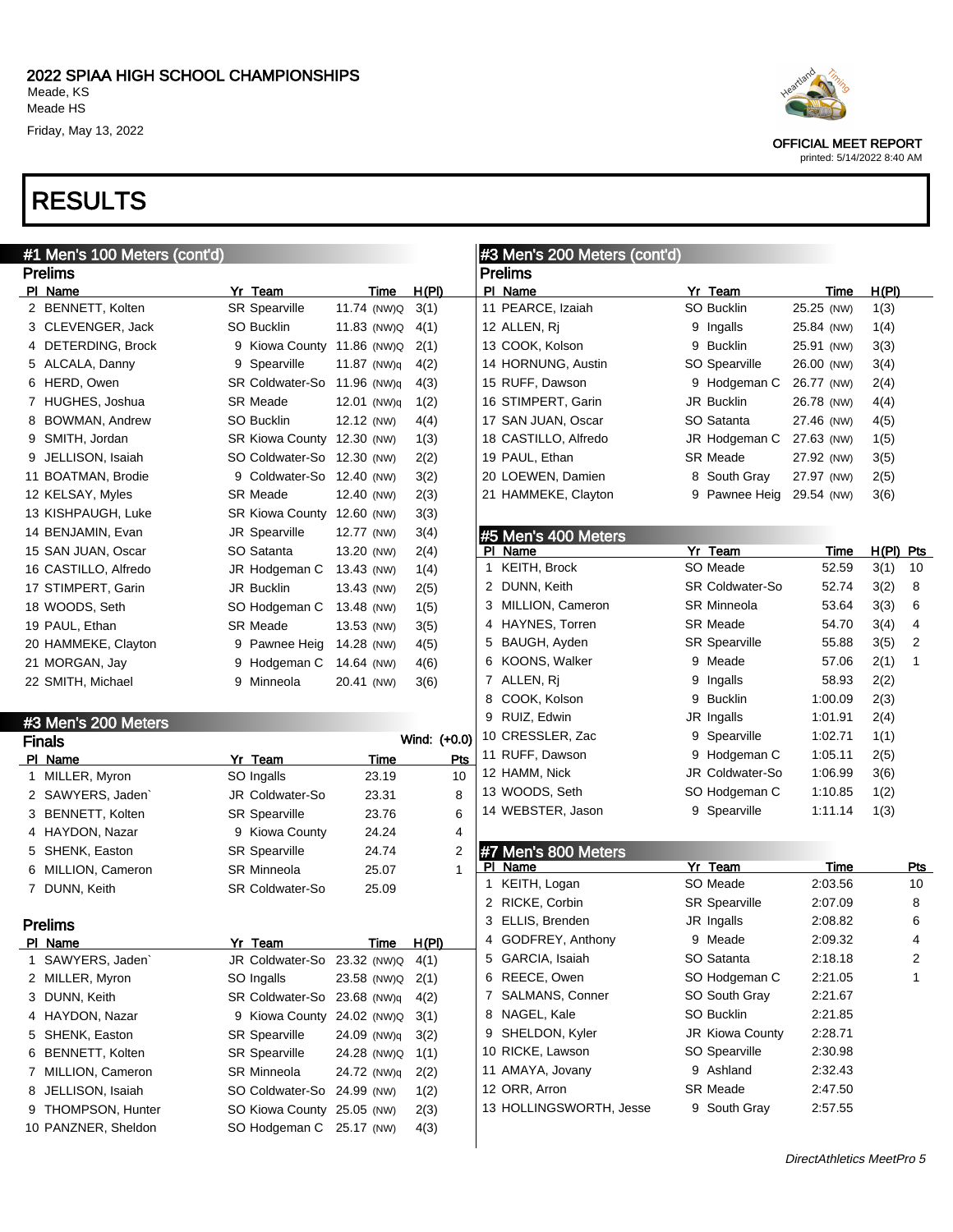# 2022 SPIAA HIGH SCHOOL CHAMPIONSHIPS

Meade, KS
Meade HS
Friday, May 13, 2022

OFFICIAL MEET REPORT
printed: 5/14/2022 8:40 AM

# RESULTS

## #1 Men's 100 Meters (cont'd)

### Prelims

| Pl | Name | Yr | Team | Time | H(Pl) |
|---|---|---|---|---|---|
| 2 | BENNETT, Kolten | SR | Spearville | 11.74 (NW)Q | 3(1) |
| 3 | CLEVENGER, Jack | SO | Bucklin | 11.83 (NW)Q | 4(1) |
| 4 | DETERDING, Brock | 9 | Kiowa County | 11.86 (NW)Q | 2(1) |
| 5 | ALCALA, Danny | 9 | Spearville | 11.87 (NW)q | 4(2) |
| 6 | HERD, Owen | SR | Coldwater-So | 11.96 (NW)q | 4(3) |
| 7 | HUGHES, Joshua | SR | Meade | 12.01 (NW)q | 1(2) |
| 8 | BOWMAN, Andrew | SO | Bucklin | 12.12 (NW) | 4(4) |
| 9 | SMITH, Jordan | SR | Kiowa County | 12.30 (NW) | 1(3) |
| 9 | JELLISON, Isaiah | SO | Coldwater-So | 12.30 (NW) | 2(2) |
| 11 | BOATMAN, Brodie | 9 | Coldwater-So | 12.40 (NW) | 3(2) |
| 12 | KELSAY, Myles | SR | Meade | 12.40 (NW) | 2(3) |
| 13 | KISHPAUGH, Luke | SR | Kiowa County | 12.60 (NW) | 3(3) |
| 14 | BENJAMIN, Evan | JR | Spearville | 12.77 (NW) | 3(4) |
| 15 | SAN JUAN, Oscar | SO | Satanta | 13.20 (NW) | 2(4) |
| 16 | CASTILLO, Alfredo | JR | Hodgeman C | 13.43 (NW) | 1(4) |
| 17 | STIMPERT, Garin | JR | Bucklin | 13.43 (NW) | 2(5) |
| 18 | WOODS, Seth | SO | Hodgeman C | 13.48 (NW) | 1(5) |
| 19 | PAUL, Ethan | SR | Meade | 13.53 (NW) | 3(5) |
| 20 | HAMMEKE, Clayton | 9 | Pawnee Heig | 14.28 (NW) | 4(5) |
| 21 | MORGAN, Jay | 9 | Hodgeman C | 14.64 (NW) | 4(6) |
| 22 | SMITH, Michael | 9 | Minneola | 20.41 (NW) | 3(6) |

## #3 Men's 200 Meters

### Finals

Wind: (+0.0)

| Pl | Name | Yr | Team | Time | Pts |
|---|---|---|---|---|---|
| 1 | MILLER, Myron | SO | Ingalls | 23.19 | 10 |
| 2 | SAWYERS, Jaden` | JR | Coldwater-So | 23.31 | 8 |
| 3 | BENNETT, Kolten | SR | Spearville | 23.76 | 6 |
| 4 | HAYDON, Nazar | 9 | Kiowa County | 24.24 | 4 |
| 5 | SHENK, Easton | SR | Spearville | 24.74 | 2 |
| 6 | MILLION, Cameron | SR | Minneola | 25.07 | 1 |
| 7 | DUNN, Keith | SR | Coldwater-So | 25.09 | |

### Prelims

| Pl | Name | Yr | Team | Time | H(Pl) |
|---|---|---|---|---|---|
| 1 | SAWYERS, Jaden` | JR | Coldwater-So | 23.32 (NW)Q | 4(1) |
| 2 | MILLER, Myron | SO | Ingalls | 23.58 (NW)Q | 2(1) |
| 3 | DUNN, Keith | SR | Coldwater-So | 23.68 (NW)q | 4(2) |
| 4 | HAYDON, Nazar | 9 | Kiowa County | 24.02 (NW)Q | 3(1) |
| 5 | SHENK, Easton | SR | Spearville | 24.09 (NW)q | 3(2) |
| 6 | BENNETT, Kolten | SR | Spearville | 24.28 (NW)Q | 1(1) |
| 7 | MILLION, Cameron | SR | Minneola | 24.72 (NW)q | 2(2) |
| 8 | JELLISON, Isaiah | SO | Coldwater-So | 24.99 (NW) | 1(2) |
| 9 | THOMPSON, Hunter | SO | Kiowa County | 25.05 (NW) | 2(3) |
| 10 | PANZNER, Sheldon | SO | Hodgeman C | 25.17 (NW) | 4(3) |

## #3 Men's 200 Meters (cont'd)

### Prelims

| Pl | Name | Yr | Team | Time | H(Pl) |
|---|---|---|---|---|---|
| 11 | PEARCE, Izaiah | SO | Bucklin | 25.25 (NW) | 1(3) |
| 12 | ALLEN, Rj | 9 | Ingalls | 25.84 (NW) | 1(4) |
| 13 | COOK, Kolson | 9 | Bucklin | 25.91 (NW) | 3(3) |
| 14 | HORNUNG, Austin | SO | Spearville | 26.00 (NW) | 3(4) |
| 15 | RUFF, Dawson | 9 | Hodgeman C | 26.77 (NW) | 2(4) |
| 16 | STIMPERT, Garin | JR | Bucklin | 26.78 (NW) | 4(4) |
| 17 | SAN JUAN, Oscar | SO | Satanta | 27.46 (NW) | 4(5) |
| 18 | CASTILLO, Alfredo | JR | Hodgeman C | 27.63 (NW) | 1(5) |
| 19 | PAUL, Ethan | SR | Meade | 27.92 (NW) | 3(5) |
| 20 | LOEWEN, Damien | 8 | South Gray | 27.97 (NW) | 2(5) |
| 21 | HAMMEKE, Clayton | 9 | Pawnee Heig | 29.54 (NW) | 3(6) |

## #5 Men's 400 Meters

| Pl | Name | Yr | Team | Time | H(Pl) | Pts |
|---|---|---|---|---|---|---|
| 1 | KEITH, Brock | SO | Meade | 52.59 | 3(1) | 10 |
| 2 | DUNN, Keith | SR | Coldwater-So | 52.74 | 3(2) | 8 |
| 3 | MILLION, Cameron | SR | Minneola | 53.64 | 3(3) | 6 |
| 4 | HAYNES, Torren | SR | Meade | 54.70 | 3(4) | 4 |
| 5 | BAUGH, Ayden | SR | Spearville | 55.88 | 3(5) | 2 |
| 6 | KOONS, Walker | 9 | Meade | 57.06 | 2(1) | 1 |
| 7 | ALLEN, Rj | 9 | Ingalls | 58.93 | 2(2) | |
| 8 | COOK, Kolson | 9 | Bucklin | 1:00.09 | 2(3) | |
| 9 | RUIZ, Edwin | JR | Ingalls | 1:01.91 | 2(4) | |
| 10 | CRESSLER, Zac | 9 | Spearville | 1:02.71 | 1(1) | |
| 11 | RUFF, Dawson | 9 | Hodgeman C | 1:05.11 | 2(5) | |
| 12 | HAMM, Nick | JR | Coldwater-So | 1:06.99 | 3(6) | |
| 13 | WOODS, Seth | SO | Hodgeman C | 1:10.85 | 1(2) | |
| 14 | WEBSTER, Jason | 9 | Spearville | 1:11.14 | 1(3) | |

## #7 Men's 800 Meters

| Pl | Name | Yr | Team | Time | Pts |
|---|---|---|---|---|---|
| 1 | KEITH, Logan | SO | Meade | 2:03.56 | 10 |
| 2 | RICKE, Corbin | SR | Spearville | 2:07.09 | 8 |
| 3 | ELLIS, Brenden | JR | Ingalls | 2:08.82 | 6 |
| 4 | GODFREY, Anthony | 9 | Meade | 2:09.32 | 4 |
| 5 | GARCIA, Isaiah | SO | Satanta | 2:18.18 | 2 |
| 6 | REECE, Owen | SO | Hodgeman C | 2:21.05 | 1 |
| 7 | SALMANS, Conner | SO | South Gray | 2:21.67 | |
| 8 | NAGEL, Kale | SO | Bucklin | 2:21.85 | |
| 9 | SHELDON, Kyler | JR | Kiowa County | 2:28.71 | |
| 10 | RICKE, Lawson | SO | Spearville | 2:30.98 | |
| 11 | AMAYA, Jovany | 9 | Ashland | 2:32.43 | |
| 12 | ORR, Arron | SR | Meade | 2:47.50 | |
| 13 | HOLLINGSWORTH, Jesse | 9 | South Gray | 2:57.55 | |

DirectAthletics MeetPro 5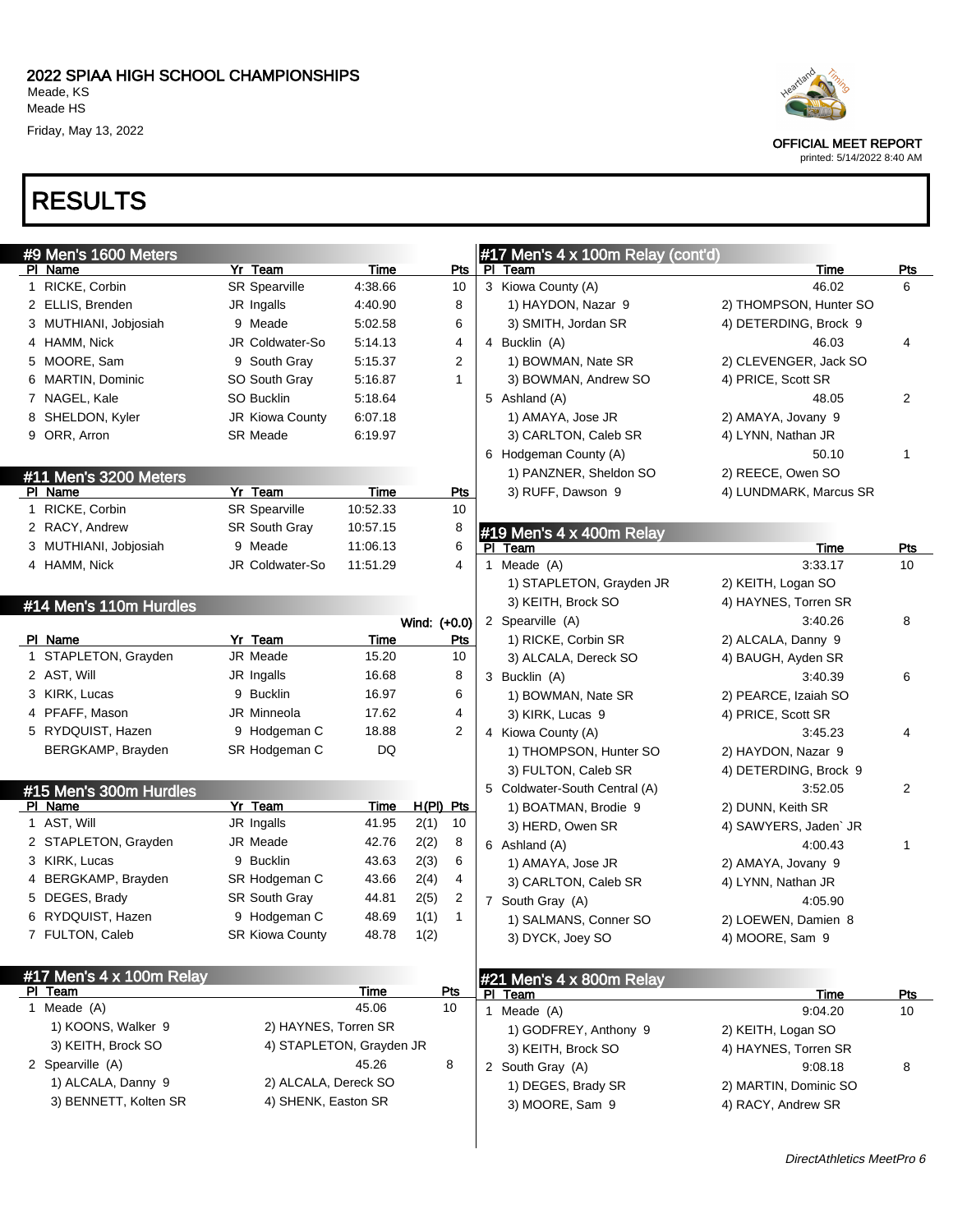# 2022 SPIAA HIGH SCHOOL CHAMPIONSHIPS

Meade, KS
Meade HS
Friday, May 13, 2022

OFFICIAL MEET REPORT
printed: 5/14/2022 8:40 AM

# RESULTS

## #9 Men's 1600 Meters

| Pl | Name | Yr | Team | Time | Pts |
|---|---|---|---|---|---|
| 1 | RICKE, Corbin | SR | Spearville | 4:38.66 | 10 |
| 2 | ELLIS, Brenden | JR | Ingalls | 4:40.90 | 8 |
| 3 | MUTHIANI, Jobjosiah | 9 | Meade | 5:02.58 | 6 |
| 4 | HAMM, Nick | JR | Coldwater-So | 5:14.13 | 4 |
| 5 | MOORE, Sam | 9 | South Gray | 5:15.37 | 2 |
| 6 | MARTIN, Dominic | SO | South Gray | 5:16.87 | 1 |
| 7 | NAGEL, Kale | SO | Bucklin | 5:18.64 | |
| 8 | SHELDON, Kyler | JR | Kiowa County | 6:07.18 | |
| 9 | ORR, Arron | SR | Meade | 6:19.97 | |

## #11 Men's 3200 Meters

| Pl | Name | Yr | Team | Time | Pts |
|---|---|---|---|---|---|
| 1 | RICKE, Corbin | SR | Spearville | 10:52.33 | 10 |
| 2 | RACY, Andrew | SR | South Gray | 10:57.15 | 8 |
| 3 | MUTHIANI, Jobjosiah | 9 | Meade | 11:06.13 | 6 |
| 4 | HAMM, Nick | JR | Coldwater-So | 11:51.29 | 4 |

## #14 Men's 110m Hurdles

Wind: (+0.0)

| Pl | Name | Yr | Team | Time | Pts |
|---|---|---|---|---|---|
| 1 | STAPLETON, Grayden | JR | Meade | 15.20 | 10 |
| 2 | AST, Will | JR | Ingalls | 16.68 | 8 |
| 3 | KIRK, Lucas | 9 | Bucklin | 16.97 | 6 |
| 4 | PFAFF, Mason | JR | Minneola | 17.62 | 4 |
| 5 | RYDQUIST, Hazen | 9 | Hodgeman C | 18.88 | 2 |
| | BERGKAMP, Brayden | SR | Hodgeman C | DQ | |

## #15 Men's 300m Hurdles

| Pl | Name | Yr | Team | Time | H(Pl) | Pts |
|---|---|---|---|---|---|---|
| 1 | AST, Will | JR | Ingalls | 41.95 | 2(1) | 10 |
| 2 | STAPLETON, Grayden | JR | Meade | 42.76 | 2(2) | 8 |
| 3 | KIRK, Lucas | 9 | Bucklin | 43.63 | 2(3) | 6 |
| 4 | BERGKAMP, Brayden | SR | Hodgeman C | 43.66 | 2(4) | 4 |
| 5 | DEGES, Brady | SR | South Gray | 44.81 | 2(5) | 2 |
| 6 | RYDQUIST, Hazen | 9 | Hodgeman C | 48.69 | 1(1) | 1 |
| 7 | FULTON, Caleb | SR | Kiowa County | 48.78 | 1(2) | |

## #17 Men's 4 x 100m Relay

| Pl | Team | Time | Pts |
|---|---|---|---|
| 1 | Meade (A) | 45.06 | 10 |
| | 1) KOONS, Walker 9; 2) HAYNES, Torren SR; 3) KEITH, Brock SO; 4) STAPLETON, Grayden JR | | |
| 2 | Spearville (A) | 45.26 | 8 |
| | 1) ALCALA, Danny 9; 2) ALCALA, Dereck SO; 3) BENNETT, Kolten SR; 4) SHENK, Easton SR | | |
| 3 | Kiowa County (A) | 46.02 | 6 |
| | 1) HAYDON, Nazar 9; 2) THOMPSON, Hunter SO; 3) SMITH, Jordan SR; 4) DETERDING, Brock 9 | | |
| 4 | Bucklin (A) | 46.03 | 4 |
| | 1) BOWMAN, Nate SR; 2) CLEVENGER, Jack SO; 3) BOWMAN, Andrew SO; 4) PRICE, Scott SR | | |
| 5 | Ashland (A) | 48.05 | 2 |
| | 1) AMAYA, Jose JR; 2) AMAYA, Jovany 9; 3) CARLTON, Caleb SR; 4) LYNN, Nathan JR | | |
| 6 | Hodgeman County (A) | 50.10 | 1 |
| | 1) PANZNER, Sheldon SO; 2) REECE, Owen SO; 3) RUFF, Dawson 9; 4) LUNDMARK, Marcus SR | | |

## #19 Men's 4 x 400m Relay

| Pl | Team | Time | Pts |
|---|---|---|---|
| 1 | Meade (A) | 3:33.17 | 10 |
| | 1) STAPLETON, Grayden JR; 2) KEITH, Logan SO; 3) KEITH, Brock SO; 4) HAYNES, Torren SR | | |
| 2 | Spearville (A) | 3:40.26 | 8 |
| | 1) RICKE, Corbin SR; 2) ALCALA, Danny 9; 3) ALCALA, Dereck SO; 4) BAUGH, Ayden SR | | |
| 3 | Bucklin (A) | 3:40.39 | 6 |
| | 1) BOWMAN, Nate SR; 2) PEARCE, Izaiah SO; 3) KIRK, Lucas 9; 4) PRICE, Scott SR | | |
| 4 | Kiowa County (A) | 3:45.23 | 4 |
| | 1) THOMPSON, Hunter SO; 2) HAYDON, Nazar 9; 3) FULTON, Caleb SR; 4) DETERDING, Brock 9 | | |
| 5 | Coldwater-South Central (A) | 3:52.05 | 2 |
| | 1) BOATMAN, Brodie 9; 2) DUNN, Keith SR; 3) HERD, Owen SR; 4) SAWYERS, Jaden` JR | | |
| 6 | Ashland (A) | 4:00.43 | 1 |
| | 1) AMAYA, Jose JR; 2) AMAYA, Jovany 9; 3) CARLTON, Caleb SR; 4) LYNN, Nathan JR | | |
| 7 | South Gray (A) | 4:05.90 | |
| | 1) SALMANS, Conner SO; 2) LOEWEN, Damien 8; 3) DYCK, Joey SO; 4) MOORE, Sam 9 | | |

## #21 Men's 4 x 800m Relay

| Pl | Team | Time | Pts |
|---|---|---|---|
| 1 | Meade (A) | 9:04.20 | 10 |
| | 1) GODFREY, Anthony 9; 2) KEITH, Logan SO; 3) KEITH, Brock SO; 4) HAYNES, Torren SR | | |
| 2 | South Gray (A) | 9:08.18 | 8 |
| | 1) DEGES, Brady SR; 2) MARTIN, Dominic SO; 3) MOORE, Sam 9; 4) RACY, Andrew SR | | |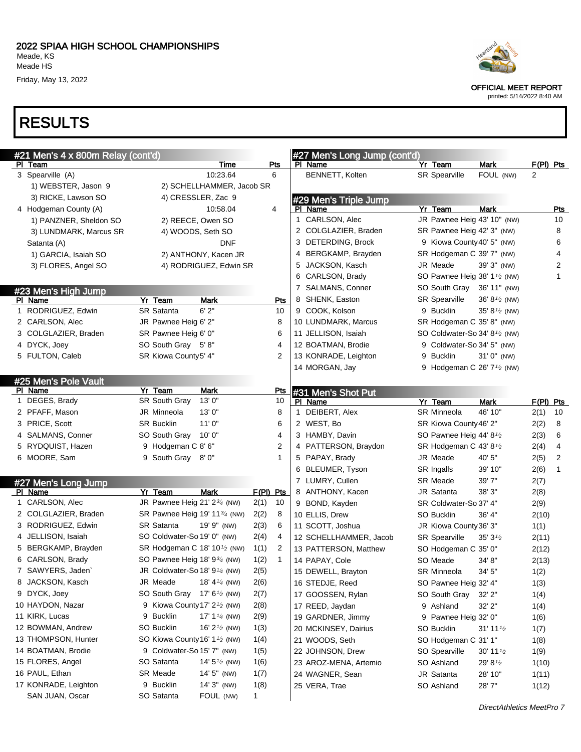## 2022 SPIAA HIGH SCHOOL CHAMPIONSHIPS

Meade, KS
Meade HS
Friday, May 13, 2022

OFFICIAL MEET REPORT
printed: 5/14/2022 8:40 AM

# RESULTS

### #21 Men's 4 x 800m Relay (cont'd)

| Pl | Team | Time | Pts |
|---|---|---|---|
| 3 | Spearville (A) | 10:23.64 | 6 |
| | 1) WEBSTER, Jason 9; 2) SCHELLHAMMER, Jacob SR; 3) RICKE, Lawson SO; 4) CRESSLER, Zac 9 | | |
| 4 | Hodgeman County (A) | 10:58.04 | 4 |
| | 1) PANZNER, Sheldon SO; 2) REECE, Owen SO; 3) LUNDMARK, Marcus SR; 4) WOODS, Seth SO | | |
| | Satanta (A) | DNF | |
| | 1) GARCIA, Isaiah SO; 2) ANTHONY, Kacen JR; 3) FLORES, Angel SO; 4) RODRIGUEZ, Edwin SR | | |

### #23 Men's High Jump

| Pl | Name | Yr | Team | Mark | Pts |
|---|---|---|---|---|---|
| 1 | RODRIGUEZ, Edwin | SR | Satanta | 6' 2" | 10 |
| 2 | CARLSON, Alec | JR | Pawnee Heig | 6' 2" | 8 |
| 3 | COLGLAZIER, Braden | SR | Pawnee Heig | 6' 0" | 6 |
| 4 | DYCK, Joey | SO | South Gray | 5' 8" | 4 |
| 5 | FULTON, Caleb | SR | Kiowa County | 5' 4" | 2 |

### #25 Men's Pole Vault

| Pl | Name | Yr | Team | Mark | Pts |
|---|---|---|---|---|---|
| 1 | DEGES, Brady | SR | South Gray | 13' 0" | 10 |
| 2 | PFAFF, Mason | JR | Minneola | 13' 0" | 8 |
| 3 | PRICE, Scott | SR | Bucklin | 11' 0" | 6 |
| 4 | SALMANS, Conner | SO | South Gray | 10' 0" | 4 |
| 5 | RYDQUIST, Hazen | 9 | Hodgeman C | 8' 6" | 2 |
| 6 | MOORE, Sam | 9 | South Gray | 8' 0" | 1 |

### #27 Men's Long Jump

| Pl | Name | Yr | Team | Mark | F(Pl) | Pts |
|---|---|---|---|---|---|---|
| 1 | CARLSON, Alec | JR | Pawnee Heig | 21' 2¾ (NW) | 2(1) | 10 |
| 2 | COLGLAZIER, Braden | SR | Pawnee Heig | 19' 11¾ (NW) | 2(2) | 8 |
| 3 | RODRIGUEZ, Edwin | SR | Satanta | 19' 9" (NW) | 2(3) | 6 |
| 4 | JELLISON, Isaiah | SO | Coldwater-So | 19' 0" (NW) | 2(4) | 4 |
| 5 | BERGKAMP, Brayden | SR | Hodgeman C | 18' 10½ (NW) | 1(1) | 2 |
| 6 | CARLSON, Brady | SO | Pawnee Heig | 18' 9¾ (NW) | 1(2) | 1 |
| 7 | SAWYERS, Jaden` | JR | Coldwater-So | 18' 9¼ (NW) | 2(5) | |
| 8 | JACKSON, Kasch | JR | Meade | 18' 4¼ (NW) | 2(6) | |
| 9 | DYCK, Joey | SO | South Gray | 17' 6½ (NW) | 2(7) | |
| 10 | HAYDON, Nazar | 9 | Kiowa County | 17' 2½ (NW) | 2(8) | |
| 11 | KIRK, Lucas | 9 | Bucklin | 17' 1¼ (NW) | 2(9) | |
| 12 | BOWMAN, Andrew | SO | Bucklin | 16' 2½ (NW) | 1(3) | |
| 13 | THOMPSON, Hunter | SO | Kiowa County | 16' 1½ (NW) | 1(4) | |
| 14 | BOATMAN, Brodie | 9 | Coldwater-So | 15' 7" (NW) | 1(5) | |
| 15 | FLORES, Angel | SO | Satanta | 14' 5½ (NW) | 1(6) | |
| 16 | PAUL, Ethan | SR | Meade | 14' 5" (NW) | 1(7) | |
| 17 | KONRADE, Leighton | 9 | Bucklin | 14' 3" (NW) | 1(8) | |
| | SAN JUAN, Oscar | SO | Satanta | FOUL (NW) | 1 | |
| | BENNETT, Kolten | SR | Spearville | FOUL (NW) | 2 | |

### #29 Men's Triple Jump

| Pl | Name | Yr | Team | Mark | Pts |
|---|---|---|---|---|---|
| 1 | CARLSON, Alec | JR | Pawnee Heig | 43' 10" (NW) | 10 |
| 2 | COLGLAZIER, Braden | SR | Pawnee Heig | 42' 3" (NW) | 8 |
| 3 | DETERDING, Brock | 9 | Kiowa County | 40' 5" (NW) | 6 |
| 4 | BERGKAMP, Brayden | SR | Hodgeman C | 39' 7" (NW) | 4 |
| 5 | JACKSON, Kasch | JR | Meade | 39' 3" (NW) | 2 |
| 6 | CARLSON, Brady | SO | Pawnee Heig | 38' 1½ (NW) | 1 |
| 7 | SALMANS, Conner | SO | South Gray | 36' 11" (NW) | |
| 8 | SHENK, Easton | SR | Spearville | 36' 8½ (NW) | |
| 9 | COOK, Kolson | 9 | Bucklin | 35' 8½ (NW) | |
| 10 | LUNDMARK, Marcus | SR | Hodgeman C | 35' 8" (NW) | |
| 11 | JELLISON, Isaiah | SO | Coldwater-So | 34' 8½ (NW) | |
| 12 | BOATMAN, Brodie | 9 | Coldwater-So | 34' 5" (NW) | |
| 13 | KONRADE, Leighton | 9 | Bucklin | 31' 0" (NW) | |
| 14 | MORGAN, Jay | 9 | Hodgeman C | 26' 7½ (NW) | |

### #31 Men's Shot Put

| Pl | Name | Yr | Team | Mark | F(Pl) | Pts |
|---|---|---|---|---|---|---|
| 1 | DEIBERT, Alex | SR | Minneola | 46' 10" | 2(1) | 10 |
| 2 | WEST, Bo | SR | Kiowa County | 46' 2" | 2(2) | 8 |
| 3 | HAMBY, Davin | SO | Pawnee Heig | 44' 8½ | 2(3) | 6 |
| 4 | PATTERSON, Braydon | SR | Hodgeman C | 43' 8½ | 2(4) | 4 |
| 5 | PAPAY, Brady | JR | Meade | 40' 5" | 2(5) | 2 |
| 6 | BLEUMER, Tyson | SR | Ingalls | 39' 10" | 2(6) | 1 |
| 7 | LUMRY, Cullen | SR | Meade | 39' 7" | 2(7) | |
| 8 | ANTHONY, Kacen | JR | Satanta | 38' 3" | 2(8) | |
| 9 | BOND, Kayden | SR | Coldwater-So | 37' 4" | 2(9) | |
| 10 | ELLIS, Drew | SO | Bucklin | 36' 4" | 2(10) | |
| 11 | SCOTT, Joshua | JR | Kiowa County | 36' 3" | 1(1) | |
| 12 | SCHELLHAMMER, Jacob | SR | Spearville | 35' 3½ | 2(11) | |
| 13 | PATTERSON, Matthew | SO | Hodgeman C | 35' 0" | 2(12) | |
| 14 | PAPAY, Cole | SO | Meade | 34' 8" | 2(13) | |
| 15 | DEWELL, Brayton | SR | Minneola | 34' 5" | 1(2) | |
| 16 | STEDJE, Reed | SO | Pawnee Heig | 32' 4" | 1(3) | |
| 17 | GOOSSEN, Rylan | SO | South Gray | 32' 2" | 1(4) | |
| 17 | REED, Jaydan | 9 | Ashland | 32' 2" | 1(4) | |
| 19 | GARDNER, Jimmy | 9 | Pawnee Heig | 32' 0" | 1(6) | |
| 20 | MCKINSEY, Dairius | SO | Bucklin | 31' 11½ | 1(7) | |
| 21 | WOODS, Seth | SO | Hodgeman C | 31' 1" | 1(8) | |
| 22 | JOHNSON, Drew | SO | Spearville | 30' 11½ | 1(9) | |
| 23 | AROZ-MENA, Artemio | SO | Ashland | 29' 8½ | 1(10) | |
| 24 | WAGNER, Sean | JR | Satanta | 28' 10" | 1(11) | |
| 25 | VERA, Trae | SO | Ashland | 28' 7" | 1(12) | |

*DirectAthletics MeetPro 7*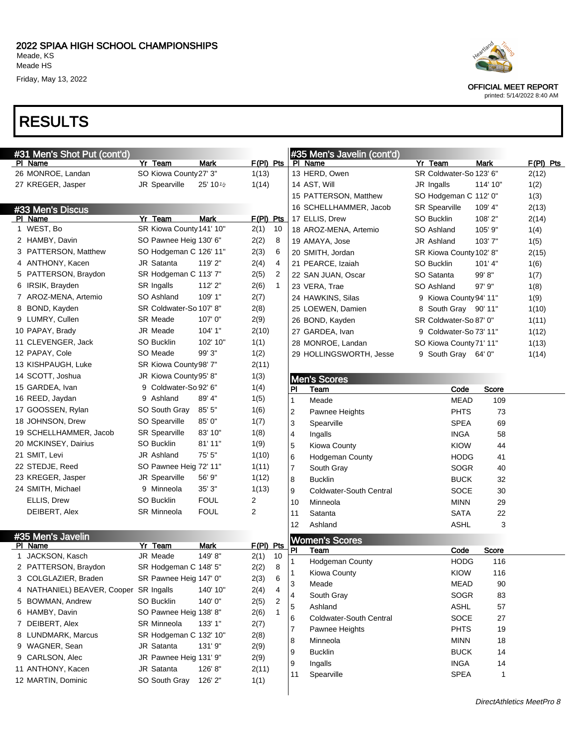# 2022 SPIAA HIGH SCHOOL CHAMPIONSHIPS

Meade, KS
Meade HS
Friday, May 13, 2022

OFFICIAL MEET REPORT
printed: 5/14/2022 8:40 AM

# RESULTS

## #31 Men's Shot Put (cont'd)

| Pl | Name | Yr | Team | Mark | F(Pl) | Pts |
|---|---|---|---|---|---|---|
| 26 | MONROE, Landan | SO | Kiowa County | 27' 3" | 1(13) | |
| 27 | KREGER, Jasper | JR | Spearville | 25' 10½ | 1(14) | |

## #33 Men's Discus

| Pl | Name | Yr | Team | Mark | F(Pl) | Pts |
|---|---|---|---|---|---|---|
| 1 | WEST, Bo | SR | Kiowa County | 141' 10" | 2(1) | 10 |
| 2 | HAMBY, Davin | SO | Pawnee Heig | 130' 6" | 2(2) | 8 |
| 3 | PATTERSON, Matthew | SO | Hodgeman C | 126' 11" | 2(3) | 6 |
| 4 | ANTHONY, Kacen | JR | Satanta | 119' 2" | 2(4) | 4 |
| 5 | PATTERSON, Braydon | SR | Hodgeman C | 113' 7" | 2(5) | 2 |
| 6 | IRSIK, Brayden | SR | Ingalls | 112' 2" | 2(6) | 1 |
| 7 | AROZ-MENA, Artemio | SO | Ashland | 109' 1" | 2(7) | |
| 8 | BOND, Kayden | SR | Coldwater-So | 107' 8" | 2(8) | |
| 9 | LUMRY, Cullen | SR | Meade | 107' 0" | 2(9) | |
| 10 | PAPAY, Brady | JR | Meade | 104' 1" | 2(10) | |
| 11 | CLEVENGER, Jack | SO | Bucklin | 102' 10" | 1(1) | |
| 12 | PAPAY, Cole | SO | Meade | 99' 3" | 1(2) | |
| 13 | KISHPAUGH, Luke | SR | Kiowa County | 98' 7" | 2(11) | |
| 14 | SCOTT, Joshua | JR | Kiowa County | 95' 8" | 1(3) | |
| 15 | GARDEA, Ivan | 9 | Coldwater-So | 92' 6" | 1(4) | |
| 16 | REED, Jaydan | 9 | Ashland | 89' 4" | 1(5) | |
| 17 | GOOSSEN, Rylan | SO | South Gray | 85' 5" | 1(6) | |
| 18 | JOHNSON, Drew | SO | Spearville | 85' 0" | 1(7) | |
| 19 | SCHELLHAMMER, Jacob | SR | Spearville | 83' 10" | 1(8) | |
| 20 | MCKINSEY, Dairius | SO | Bucklin | 81' 11" | 1(9) | |
| 21 | SMIT, Levi | JR | Ashland | 75' 5" | 1(10) | |
| 22 | STEDJE, Reed | SO | Pawnee Heig | 72' 11" | 1(11) | |
| 23 | KREGER, Jasper | JR | Spearville | 56' 9" | 1(12) | |
| 24 | SMITH, Michael | 9 | Minneola | 35' 3" | 1(13) | |
| | ELLIS, Drew | SO | Bucklin | FOUL | 2 | |
| | DEIBERT, Alex | SR | Minneola | FOUL | 2 | |

## #35 Men's Javelin

| Pl | Name | Yr | Team | Mark | F(Pl) | Pts |
|---|---|---|---|---|---|---|
| 1 | JACKSON, Kasch | JR | Meade | 149' 8" | 2(1) | 10 |
| 2 | PATTERSON, Braydon | SR | Hodgeman C | 148' 5" | 2(2) | 8 |
| 3 | COLGLAZIER, Braden | SR | Pawnee Heig | 147' 0" | 2(3) | 6 |
| 4 | NATHANIEL) BEAVER, Cooper | SR | Ingalls | 140' 10" | 2(4) | 4 |
| 5 | BOWMAN, Andrew | SO | Bucklin | 140' 0" | 2(5) | 2 |
| 6 | HAMBY, Davin | SO | Pawnee Heig | 138' 8" | 2(6) | 1 |
| 7 | DEIBERT, Alex | SR | Minneola | 133' 1" | 2(7) | |
| 8 | LUNDMARK, Marcus | SR | Hodgeman C | 132' 10" | 2(8) | |
| 9 | WAGNER, Sean | JR | Satanta | 131' 9" | 2(9) | |
| 9 | CARLSON, Alec | JR | Pawnee Heig | 131' 9" | 2(9) | |
| 11 | ANTHONY, Kacen | JR | Satanta | 126' 8" | 2(11) | |
| 12 | MARTIN, Dominic | SO | South Gray | 126' 2" | 1(1) | |
| 13 | HERD, Owen | SR | Coldwater-So | 123' 6" | 2(12) | |
| 14 | AST, Will | JR | Ingalls | 114' 10" | 1(2) | |
| 15 | PATTERSON, Matthew | SO | Hodgeman C | 112' 0" | 1(3) | |
| 16 | SCHELLHAMMER, Jacob | SR | Spearville | 109' 4" | 2(13) | |
| 17 | ELLIS, Drew | SO | Bucklin | 108' 2" | 2(14) | |
| 18 | AROZ-MENA, Artemio | SO | Ashland | 105' 9" | 1(4) | |
| 19 | AMAYA, Jose | JR | Ashland | 103' 7" | 1(5) | |
| 20 | SMITH, Jordan | SR | Kiowa County | 102' 8" | 2(15) | |
| 21 | PEARCE, Izaiah | SO | Bucklin | 101' 4" | 1(6) | |
| 22 | SAN JUAN, Oscar | SO | Satanta | 99' 8" | 1(7) | |
| 23 | VERA, Trae | SO | Ashland | 97' 9" | 1(8) | |
| 24 | HAWKINS, Silas | 9 | Kiowa County | 94' 11" | 1(9) | |
| 25 | LOEWEN, Damien | 8 | South Gray | 90' 11" | 1(10) | |
| 26 | BOND, Kayden | SR | Coldwater-So | 87' 0" | 1(11) | |
| 27 | GARDEA, Ivan | 9 | Coldwater-So | 73' 11" | 1(12) | |
| 28 | MONROE, Landan | SO | Kiowa County | 71' 11" | 1(13) | |
| 29 | HOLLINGSWORTH, Jesse | 9 | South Gray | 64' 0" | 1(14) | |

## Men's Scores

| Pl | Team | Code | Score |
|---|---|---|---|
| 1 | Meade | MEAD | 109 |
| 2 | Pawnee Heights | PHTS | 73 |
| 3 | Spearville | SPEA | 69 |
| 4 | Ingalls | INGA | 58 |
| 5 | Kiowa County | KIOW | 44 |
| 6 | Hodgeman County | HODG | 41 |
| 7 | South Gray | SOGR | 40 |
| 8 | Bucklin | BUCK | 32 |
| 9 | Coldwater-South Central | SOCE | 30 |
| 10 | Minneola | MINN | 29 |
| 11 | Satanta | SATA | 22 |
| 12 | Ashland | ASHL | 3 |

## Women's Scores

| Pl | Team | Code | Score |
|---|---|---|---|
| 1 | Hodgeman County | HODG | 116 |
| 1 | Kiowa County | KIOW | 116 |
| 3 | Meade | MEAD | 90 |
| 4 | South Gray | SOGR | 83 |
| 5 | Ashland | ASHL | 57 |
| 6 | Coldwater-South Central | SOCE | 27 |
| 7 | Pawnee Heights | PHTS | 19 |
| 8 | Minneola | MINN | 18 |
| 9 | Bucklin | BUCK | 14 |
| 9 | Ingalls | INGA | 14 |
| 11 | Spearville | SPEA | 1 |

*DirectAthletics MeetPro 8*